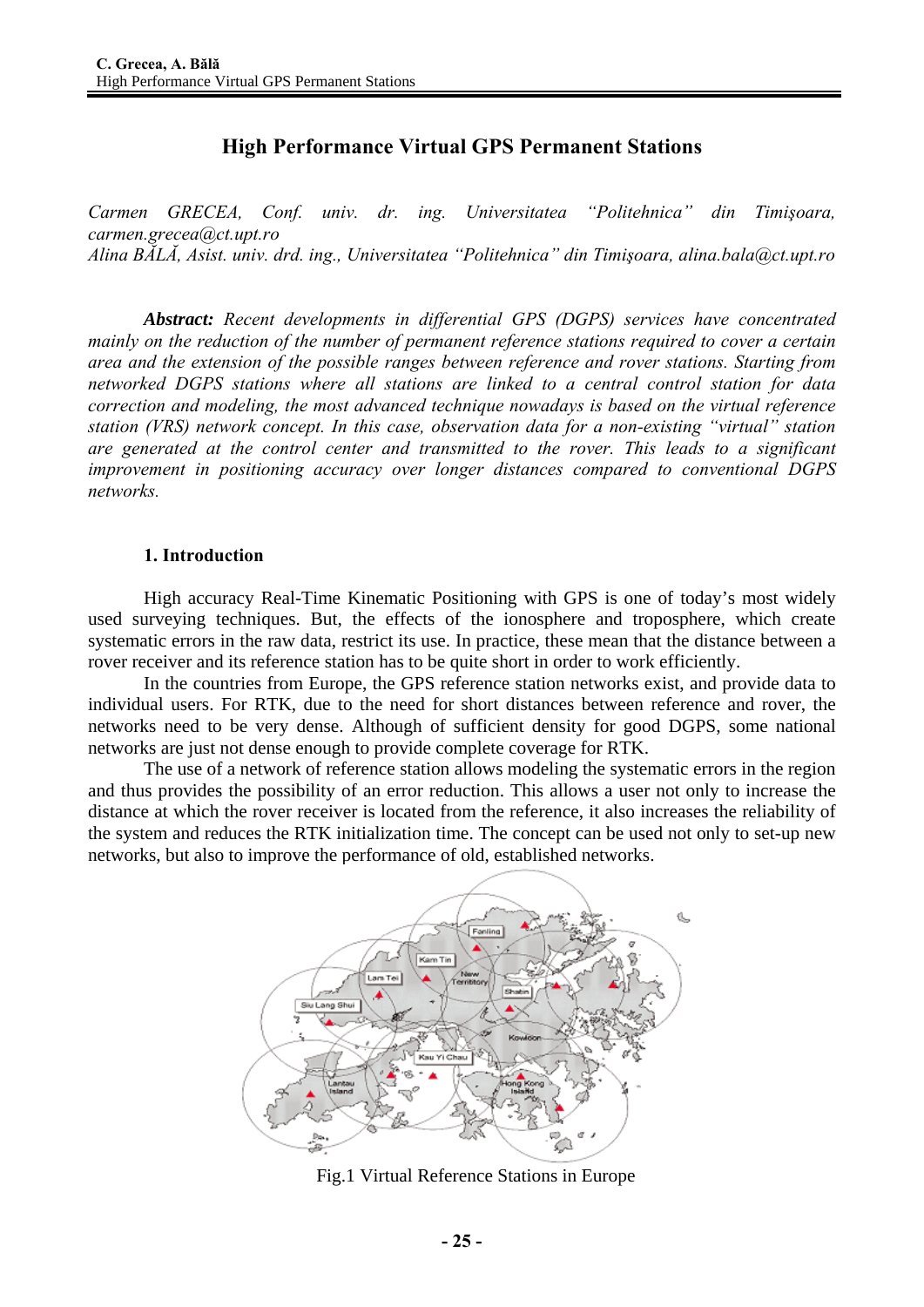#### High Performance Virtual GPS Permanent Stations

*Carmen GRECEA, Conf. univ. dr. ing. Universitatea "Politehnica" din Timişoara, carmen.grecea@ct.upt.ro*
*Alina BĂLĂ, Asist. univ. drd. ing., Universitatea "Politehnica" din Timişoara, alina.bala@ct.upt.ro*

***Abstract:*** *Recent developments in differential GPS (DGPS) services have concentrated mainly on the reduction of the number of permanent reference stations required to cover a certain area and the extension of the possible ranges between reference and rover stations. Starting from networked DGPS stations where all stations are linked to a central control station for data correction and modeling, the most advanced technique nowadays is based on the virtual reference station (VRS) network concept. In this case, observation data for a non-existing "virtual" station are generated at the control center and transmitted to the rover. This leads to a significant improvement in positioning accuracy over longer distances compared to conventional DGPS networks.*

## 1. Introduction

High accuracy Real-Time Kinematic Positioning with GPS is one of today's most widely used surveying techniques. But, the effects of the ionosphere and troposphere, which create systematic errors in the raw data, restrict its use. In practice, these mean that the distance between a rover receiver and its reference station has to be quite short in order to work efficiently.

In the countries from Europe, the GPS reference station networks exist, and provide data to individual users. For RTK, due to the need for short distances between reference and rover, the networks need to be very dense. Although of sufficient density for good DGPS, some national networks are just not dense enough to provide complete coverage for RTK.

The use of a network of reference station allows modeling the systematic errors in the region and thus provides the possibility of an error reduction. This allows a user not only to increase the distance at which the rover receiver is located from the reference, it also increases the reliability of the system and reduces the RTK initialization time. The concept can be used not only to set-up new networks, but also to improve the performance of old, established networks.

Fig.1 Virtual Reference Stations in Europe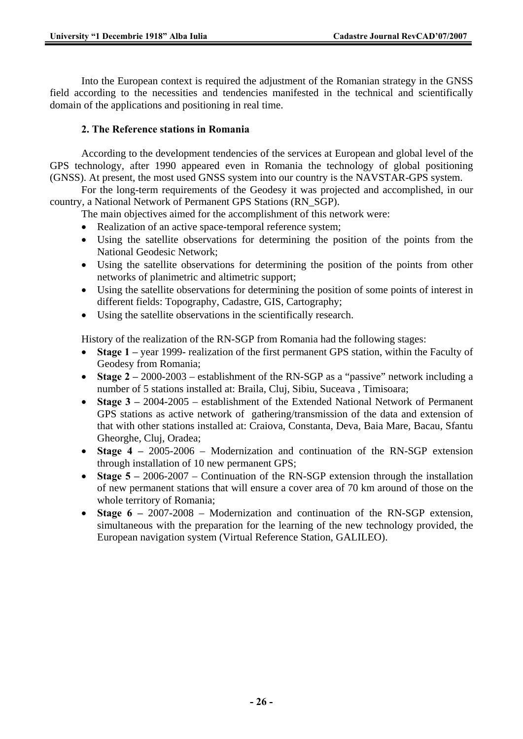Into the European context is required the adjustment of the Romanian strategy in the GNSS field according to the necessities and tendencies manifested in the technical and scientifically domain of the applications and positioning in real time.

## 2. The Reference stations in Romania

According to the development tendencies of the services at European and global level of the GPS technology, after 1990 appeared even in Romania the technology of global positioning (GNSS). At present, the most used GNSS system into our country is the NAVSTAR-GPS system.

For the long-term requirements of the Geodesy it was projected and accomplished, in our country, a National Network of Permanent GPS Stations (RN_SGP).

The main objectives aimed for the accomplishment of this network were:

- Realization of an active space-temporal reference system;
- Using the satellite observations for determining the position of the points from the National Geodesic Network;
- Using the satellite observations for determining the position of the points from other networks of planimetric and altimetric support;
- Using the satellite observations for determining the position of some points of interest in different fields: Topography, Cadastre, GIS, Cartography;
- Using the satellite observations in the scientifically research.

History of the realization of the RN-SGP from Romania had the following stages:

- **Stage 1 –** year 1999- realization of the first permanent GPS station, within the Faculty of Geodesy from Romania;
- **Stage 2 –** 2000-2003 – establishment of the RN-SGP as a "passive" network including a number of 5 stations installed at: Braila, Cluj, Sibiu, Suceava , Timisoara;
- **Stage 3 –** 2004-2005 – establishment of the Extended National Network of Permanent GPS stations as active network of gathering/transmission of the data and extension of that with other stations installed at: Craiova, Constanta, Deva, Baia Mare, Bacau, Sfantu Gheorghe, Cluj, Oradea;
- **Stage 4 –** 2005-2006 – Modernization and continuation of the RN-SGP extension through installation of 10 new permanent GPS;
- **Stage 5 –** 2006-2007 – Continuation of the RN-SGP extension through the installation of new permanent stations that will ensure a cover area of 70 km around of those on the whole territory of Romania;
- **Stage 6 –** 2007-2008 – Modernization and continuation of the RN-SGP extension, simultaneous with the preparation for the learning of the new technology provided, the European navigation system (Virtual Reference Station, GALILEO).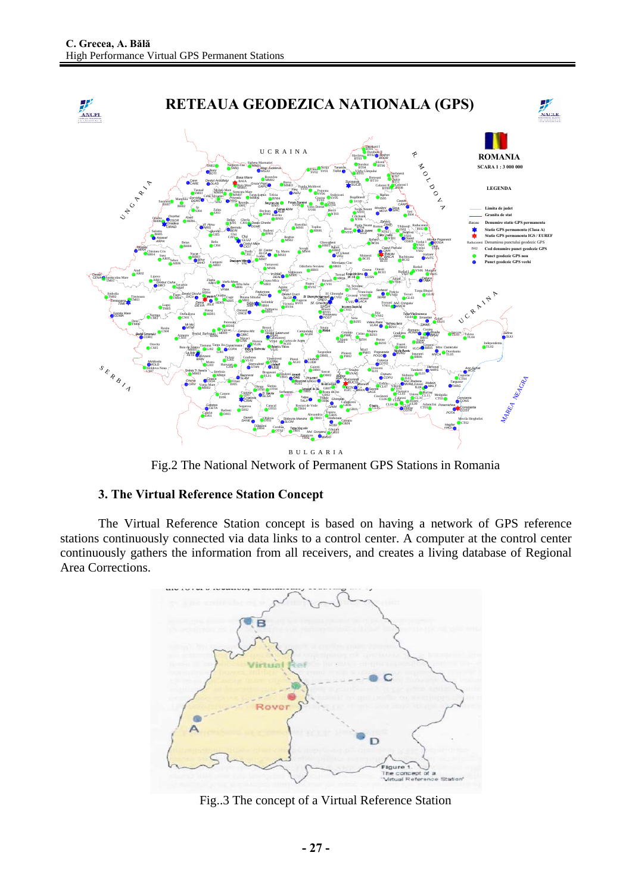Fig.2 The National Network of Permanent GPS Stations in Romania

### 3. The Virtual Reference Station Concept

The Virtual Reference Station concept is based on having a network of GPS reference stations continuously connected via data links to a control center. A computer at the control center continuously gathers the information from all receivers, and creates a living database of Regional Area Corrections.

Fig..3 The concept of a Virtual Reference Station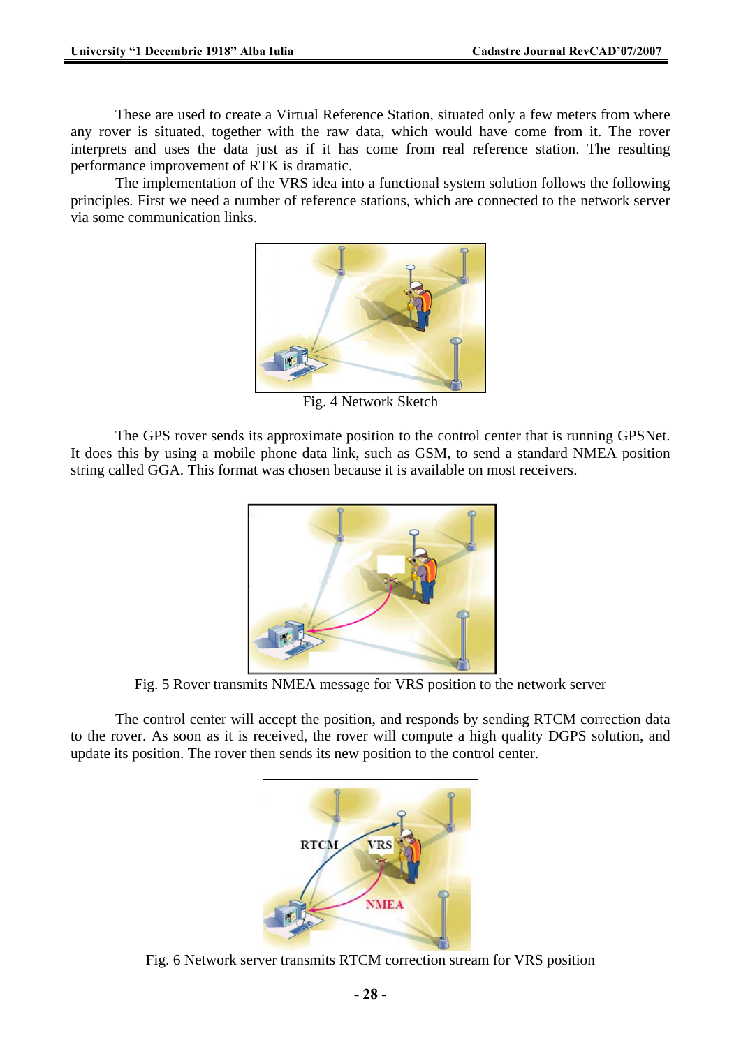These are used to create a Virtual Reference Station, situated only a few meters from where any rover is situated, together with the raw data, which would have come from it. The rover interprets and uses the data just as if it has come from real reference station. The resulting performance improvement of RTK is dramatic.

The implementation of the VRS idea into a functional system solution follows the following principles. First we need a number of reference stations, which are connected to the network server via some communication links.

Fig. 4 Network Sketch

The GPS rover sends its approximate position to the control center that is running GPSNet. It does this by using a mobile phone data link, such as GSM, to send a standard NMEA position string called GGA. This format was chosen because it is available on most receivers.

Fig. 5 Rover transmits NMEA message for VRS position to the network server

The control center will accept the position, and responds by sending RTCM correction data to the rover. As soon as it is received, the rover will compute a high quality DGPS solution, and update its position. The rover then sends its new position to the control center.

Fig. 6 Network server transmits RTCM correction stream for VRS position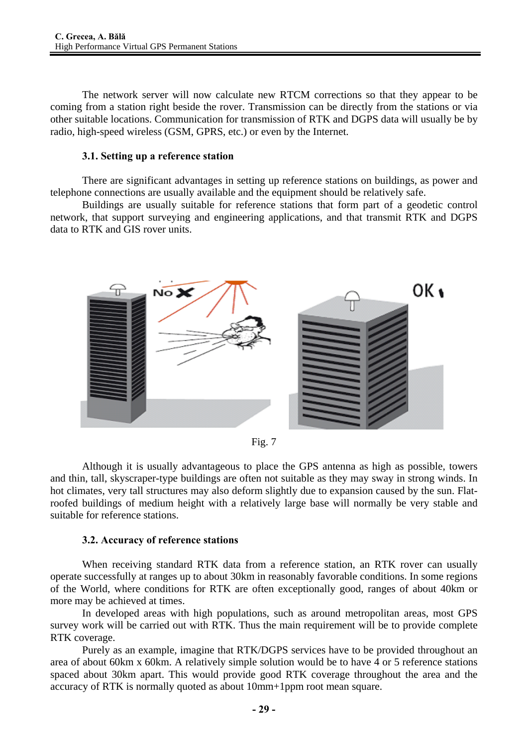The network server will now calculate new RTCM corrections so that they appear to be coming from a station right beside the rover. Transmission can be directly from the stations or via other suitable locations. Communication for transmission of RTK and DGPS data will usually be by radio, high-speed wireless (GSM, GPRS, etc.) or even by the Internet.

### 3.1. Setting up a reference station

There are significant advantages in setting up reference stations on buildings, as power and telephone connections are usually available and the equipment should be relatively safe.

Buildings are usually suitable for reference stations that form part of a geodetic control network, that support surveying and engineering applications, and that transmit RTK and DGPS data to RTK and GIS rover units.

Fig. 7

Although it is usually advantageous to place the GPS antenna as high as possible, towers and thin, tall, skyscraper-type buildings are often not suitable as they may sway in strong winds. In hot climates, very tall structures may also deform slightly due to expansion caused by the sun. Flat-roofed buildings of medium height with a relatively large base will normally be very stable and suitable for reference stations.

### 3.2. Accuracy of reference stations

When receiving standard RTK data from a reference station, an RTK rover can usually operate successfully at ranges up to about 30km in reasonably favorable conditions. In some regions of the World, where conditions for RTK are often exceptionally good, ranges of about 40km or more may be achieved at times.

In developed areas with high populations, such as around metropolitan areas, most GPS survey work will be carried out with RTK. Thus the main requirement will be to provide complete RTK coverage.

Purely as an example, imagine that RTK/DGPS services have to be provided throughout an area of about 60km x 60km. A relatively simple solution would be to have 4 or 5 reference stations spaced about 30km apart. This would provide good RTK coverage throughout the area and the accuracy of RTK is normally quoted as about 10mm+1ppm root mean square.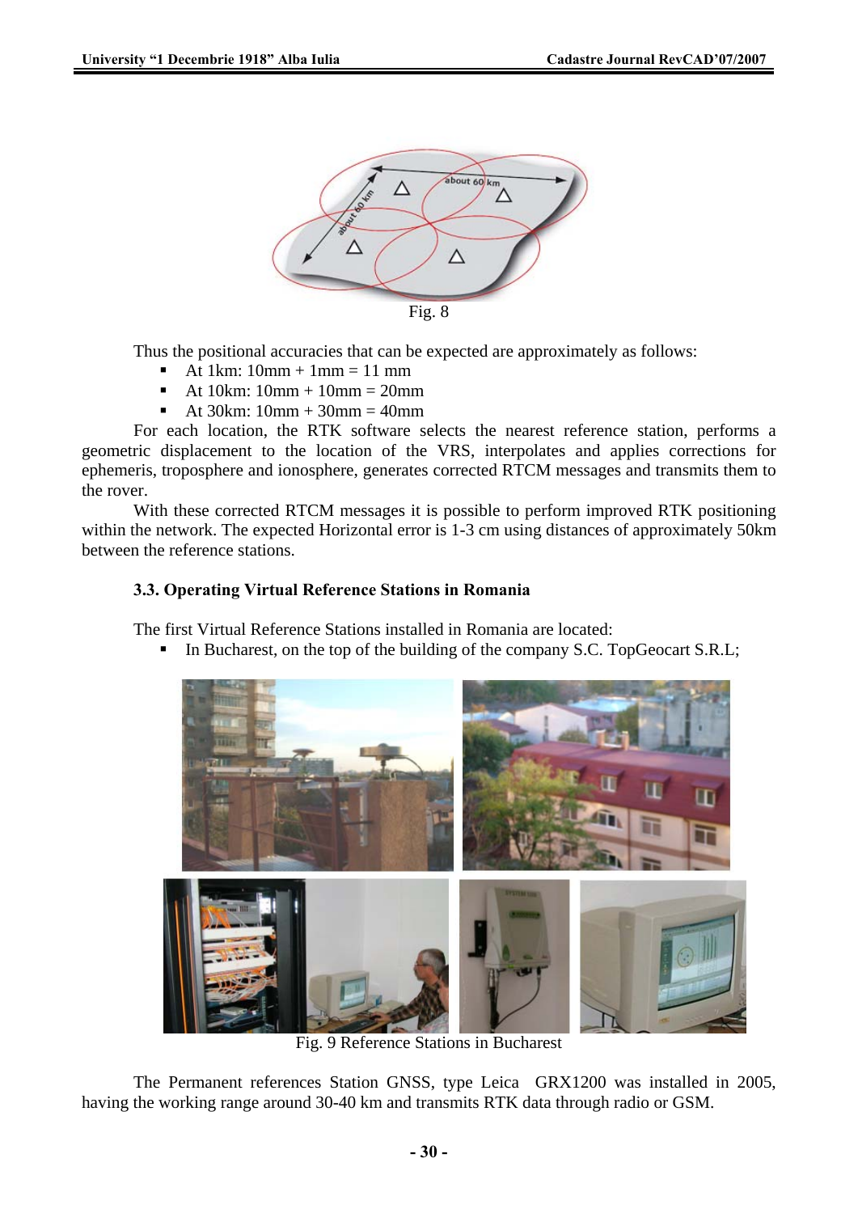Fig. 8

Thus the positional accuracies that can be expected are approximately as follows:

- At 1km: 10mm + 1mm = 11 mm
- At 10km: 10mm + 10mm = 20mm
- At 30km: 10mm + 30mm = 40mm

For each location, the RTK software selects the nearest reference station, performs a geometric displacement to the location of the VRS, interpolates and applies corrections for ephemeris, troposphere and ionosphere, generates corrected RTCM messages and transmits them to the rover.

With these corrected RTCM messages it is possible to perform improved RTK positioning within the network. The expected Horizontal error is 1-3 cm using distances of approximately 50km between the reference stations.

### 3.3. Operating Virtual Reference Stations in Romania

The first Virtual Reference Stations installed in Romania are located:

- In Bucharest, on the top of the building of the company S.C. TopGeocart S.R.L;

Fig. 9 Reference Stations in Bucharest

The Permanent references Station GNSS, type Leica GRX1200 was installed in 2005, having the working range around 30-40 km and transmits RTK data through radio or GSM.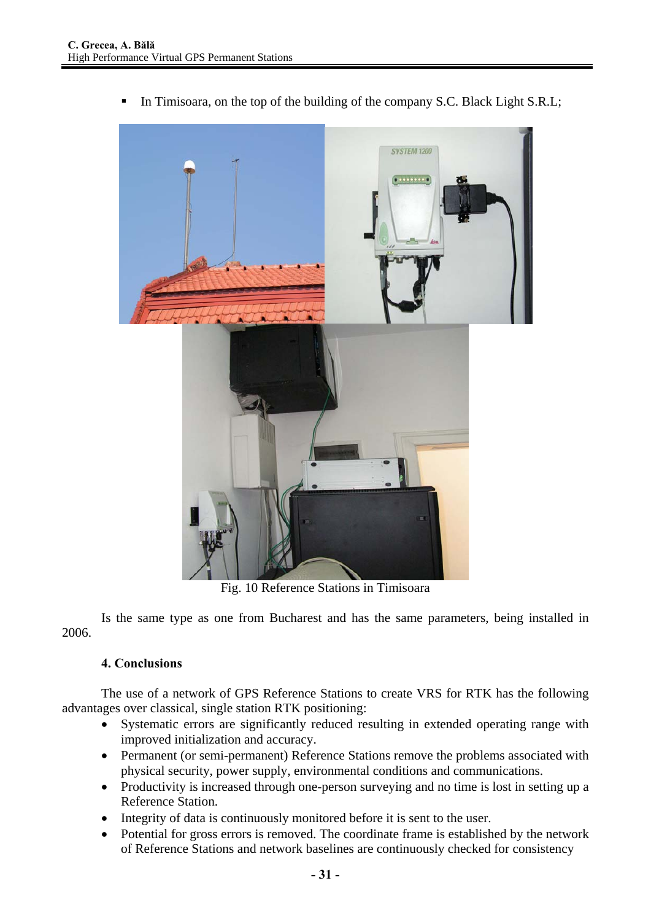- In Timisoara, on the top of the building of the company S.C. Black Light S.R.L;

Fig. 10 Reference Stations in Timisoara

Is the same type as one from Bucharest and has the same parameters, being installed in 2006.

### 4. Conclusions

The use of a network of GPS Reference Stations to create VRS for RTK has the following advantages over classical, single station RTK positioning:

- Systematic errors are significantly reduced resulting in extended operating range with improved initialization and accuracy.
- Permanent (or semi-permanent) Reference Stations remove the problems associated with physical security, power supply, environmental conditions and communications.
- Productivity is increased through one-person surveying and no time is lost in setting up a Reference Station.
- Integrity of data is continuously monitored before it is sent to the user.
- Potential for gross errors is removed. The coordinate frame is established by the network of Reference Stations and network baselines are continuously checked for consistency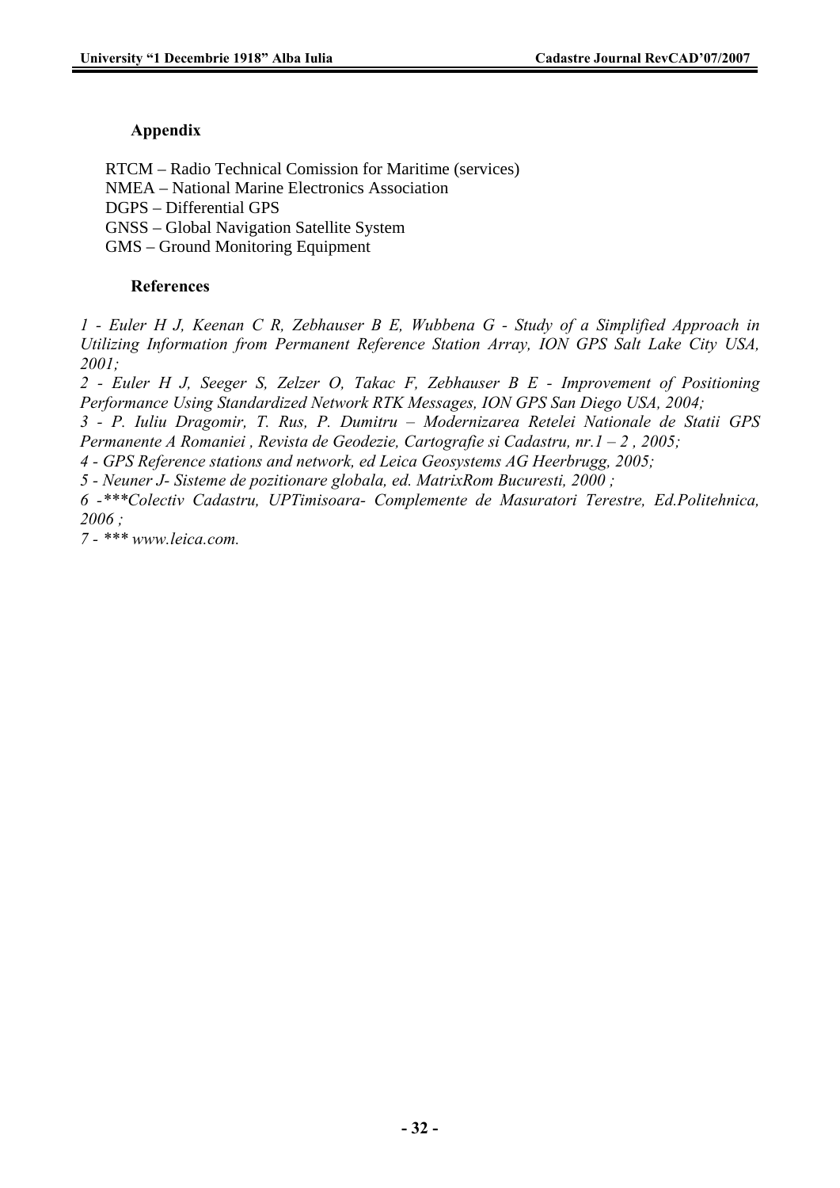## Appendix

RTCM – Radio Technical Comission for Maritime (services)
NMEA – National Marine Electronics Association
DGPS – Differential GPS
GNSS – Global Navigation Satellite System
GMS – Ground Monitoring Equipment

## References

*1 - Euler H J, Keenan C R, Zebhauser B E, Wubbena G - Study of a Simplified Approach in Utilizing Information from Permanent Reference Station Array, ION GPS Salt Lake City USA, 2001;*

*2 - Euler H J, Seeger S, Zelzer O, Takac F, Zebhauser B E - Improvement of Positioning Performance Using Standardized Network RTK Messages, ION GPS San Diego USA, 2004;*

*3 - P. Iuliu Dragomir, T. Rus, P. Dumitru – Modernizarea Retelei Nationale de Statii GPS Permanente A Romaniei , Revista de Geodezie, Cartografie si Cadastru, nr.1 – 2 , 2005;*

*4 - GPS Reference stations and network, ed Leica Geosystems AG Heerbrugg, 2005;*

*5 - Neuner J- Sisteme de pozitionare globala, ed. MatrixRom Bucuresti, 2000 ;*

*6 -***Colectiv Cadastru, UPTimisoara- Complemente de Masuratori Terestre, Ed.Politehnica, 2006 ;*

*7 - *** www.leica.com.*